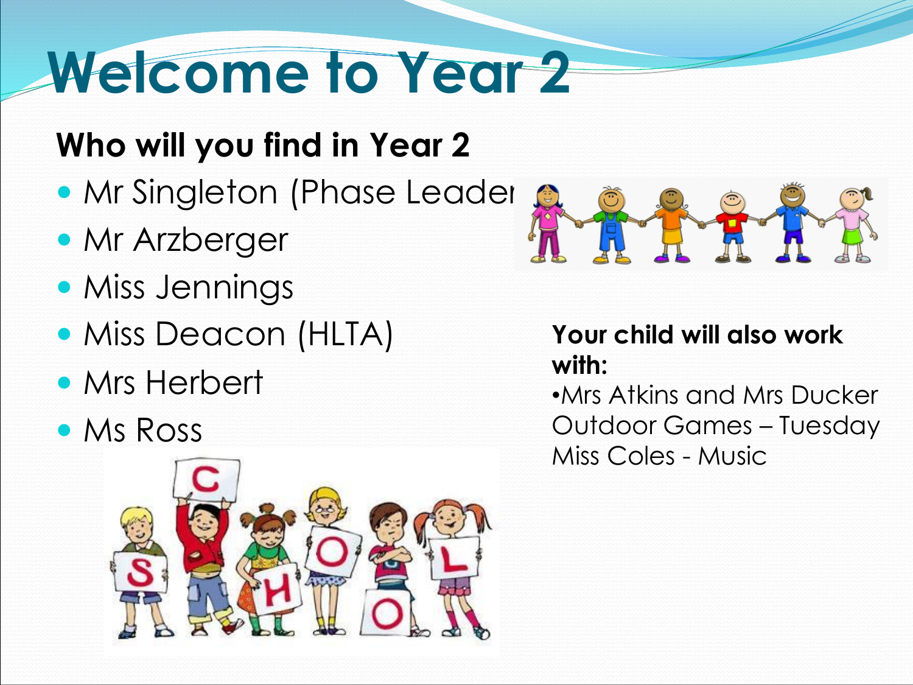# Welcome to Year 2

## Who will you find in Year 2

- Mr Singleton (Phase Leader
- Mr Arzberger
- Miss Jennings
- Miss Deacon (HLTA)
- Mrs Herbert
- Ms Ross

**Your child will also work with:**

•Mrs Atkins and Mrs Ducker Outdoor Games – Tuesday
Miss Coles - Music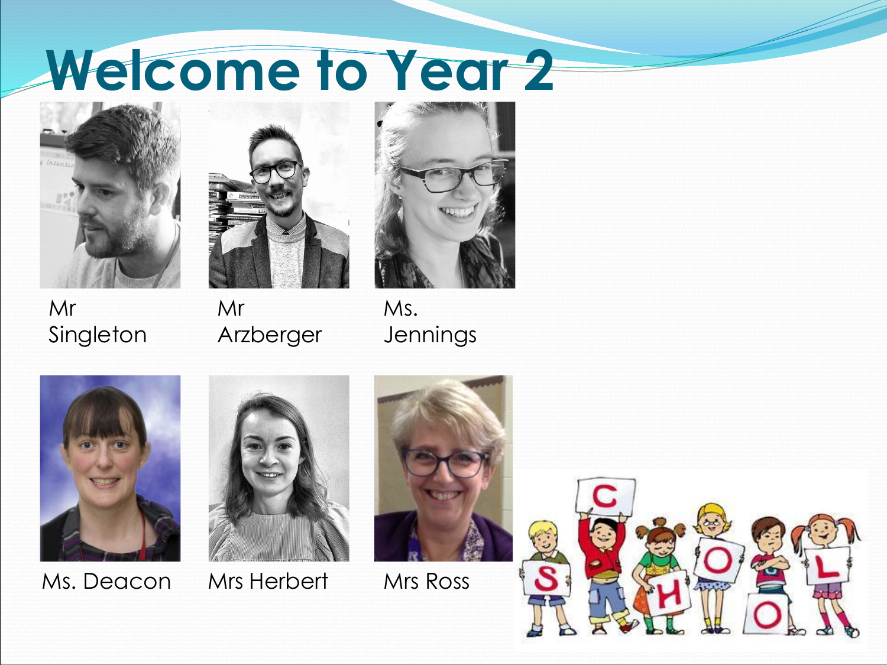# Welcome to Year 2

Mr Singleton

Mr Arzberger

Ms. Jennings

Ms. Deacon

Mrs Herbert

Mrs Ross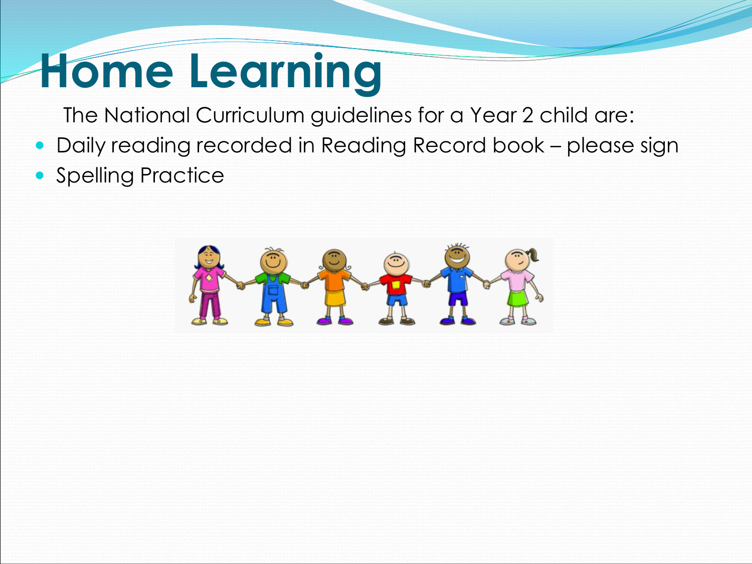# Home Learning

The National Curriculum guidelines for a Year 2 child are:

- Daily reading recorded in Reading Record book – please sign
- Spelling Practice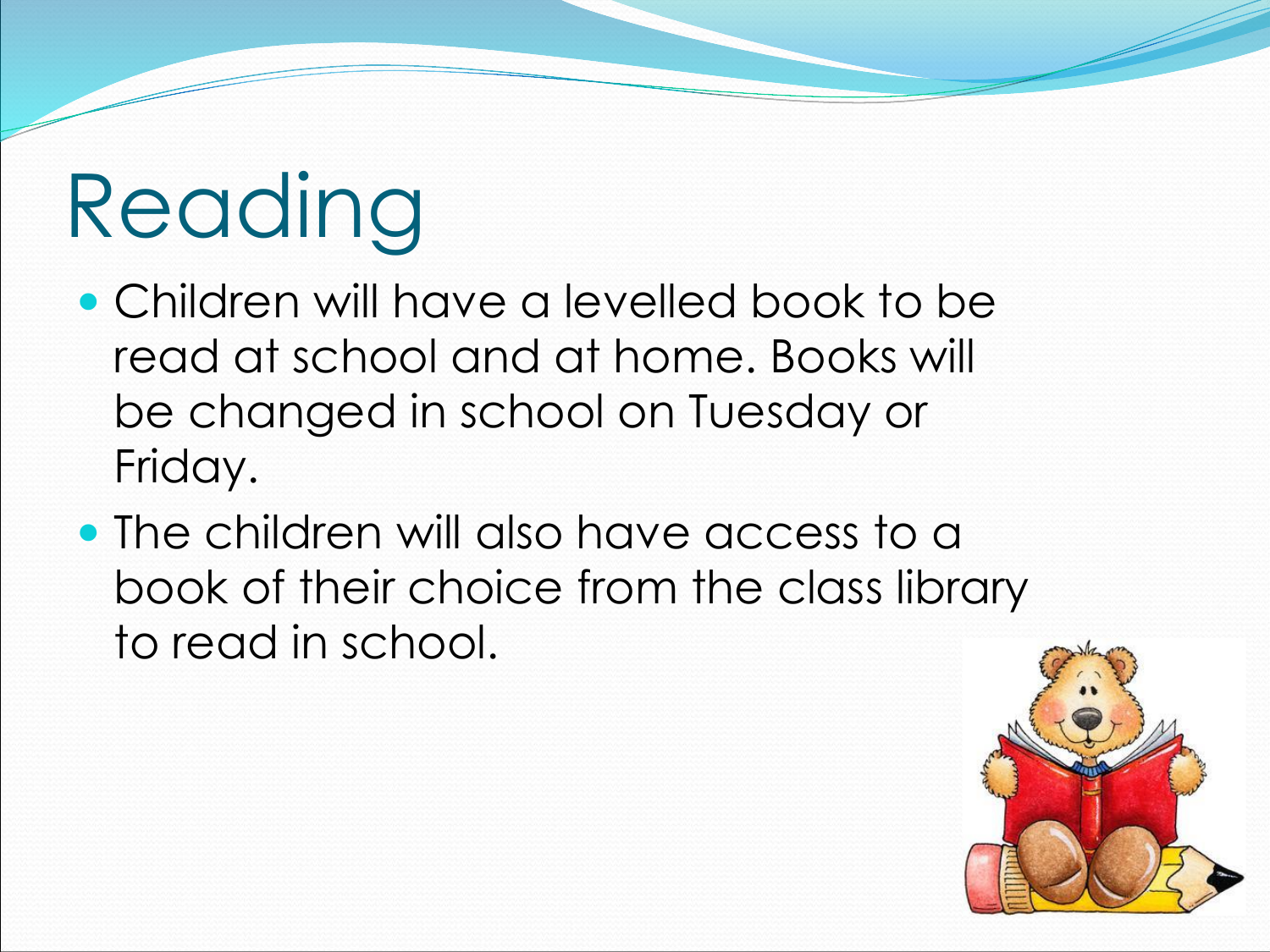# Reading

- Children will have a levelled book to be read at school and at home. Books will be changed in school on Tuesday or Friday.
- The children will also have access to a book of their choice from the class library to read in school.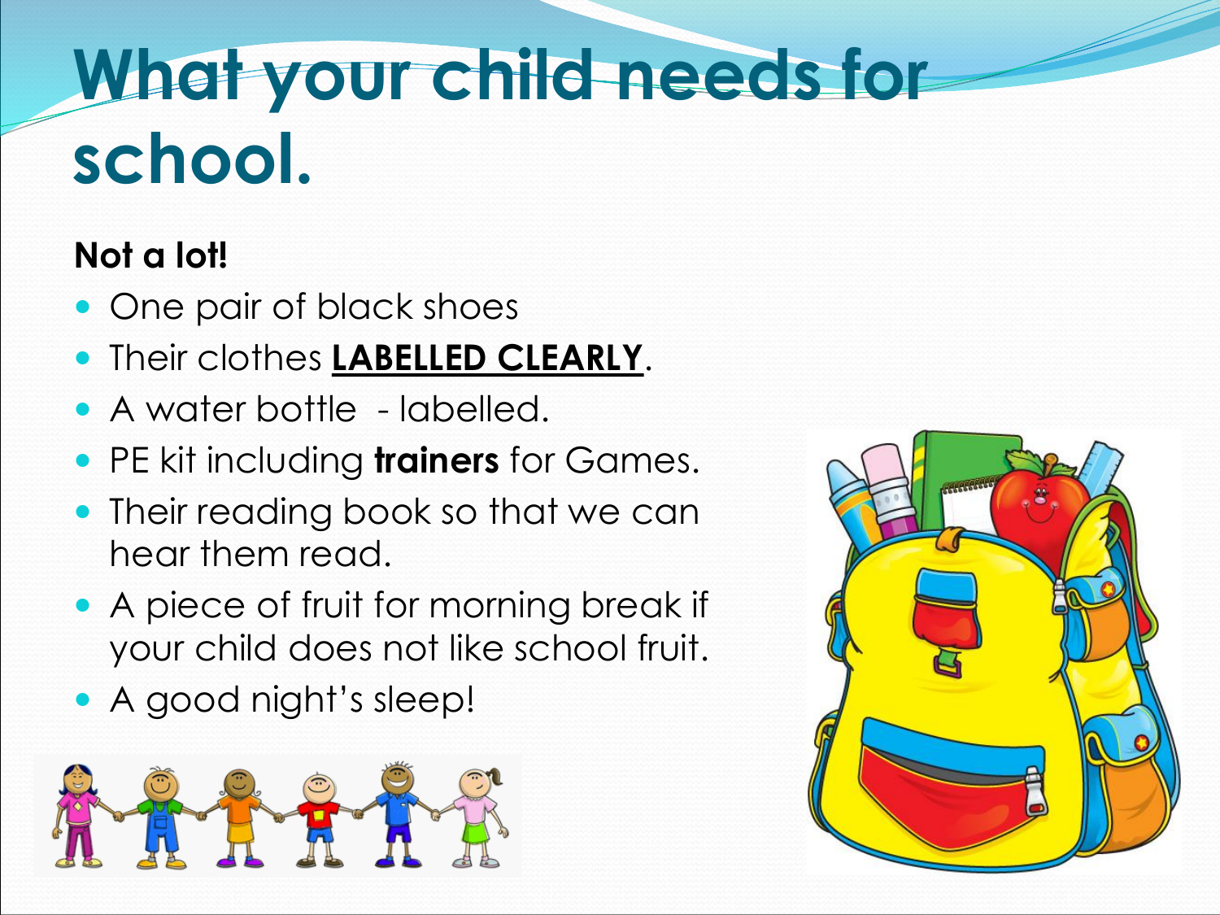# What your child needs for school.

**Not a lot!**

- One pair of black shoes
- Their clothes **<u>LABELLED CLEARLY</u>**.
- A water bottle - labelled.
- PE kit including **trainers** for Games.
- Their reading book so that we can hear them read.
- A piece of fruit for morning break if your child does not like school fruit.
- A good night's sleep!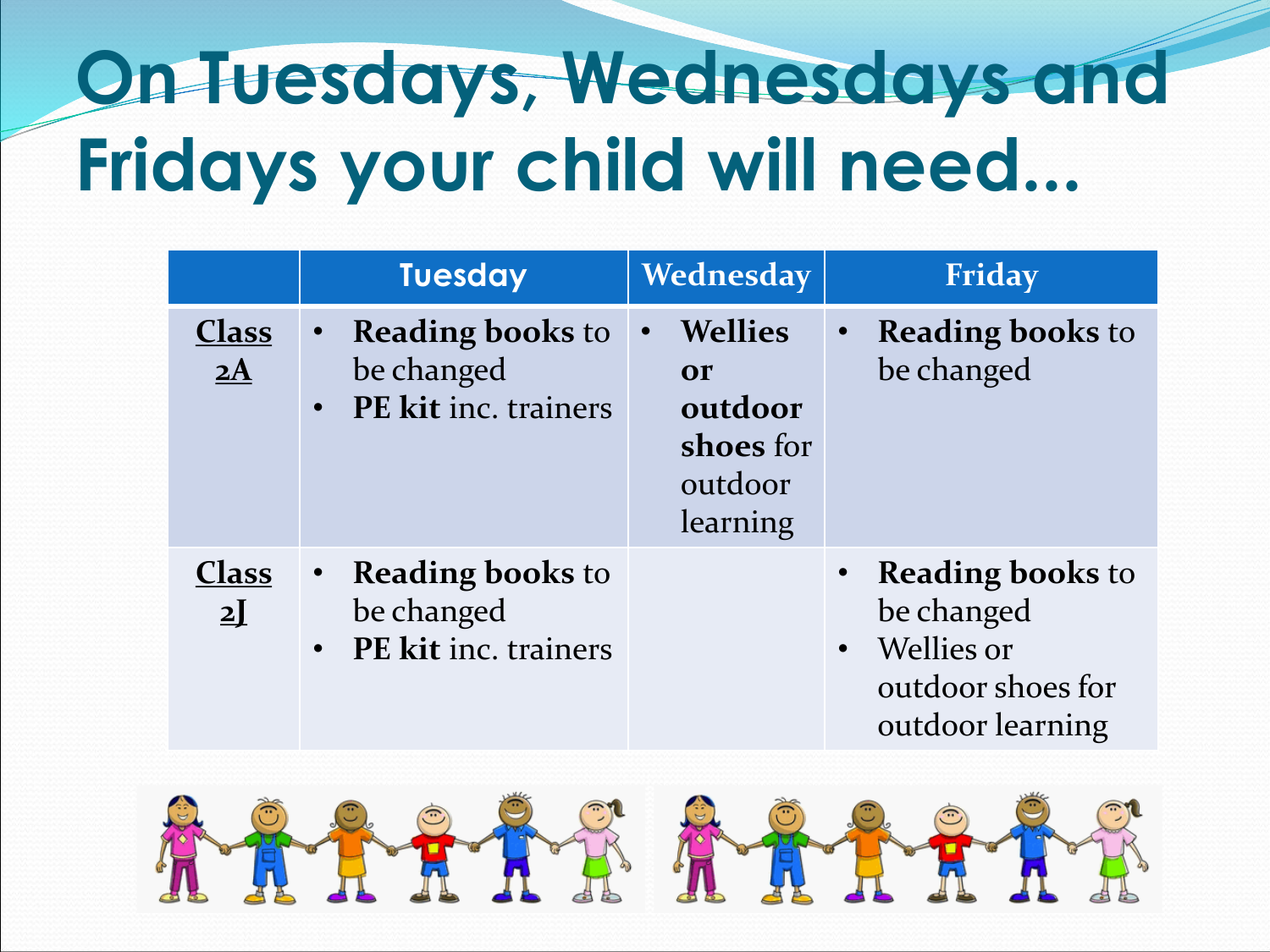# On Tuesdays, Wednesdays and Fridays your child will need...

| | Tuesday | Wednesday | Friday |
|---|---|---|---|
| **Class 2A** | • **Reading books** to be changed<br>• **PE kit** inc. trainers | • **Wellies or outdoor shoes** for outdoor learning | • **Reading books** to be changed |
| **Class 2J** | • **Reading books** to be changed<br>• **PE kit** inc. trainers | | • **Reading books** to be changed<br>• Wellies or outdoor shoes for outdoor learning |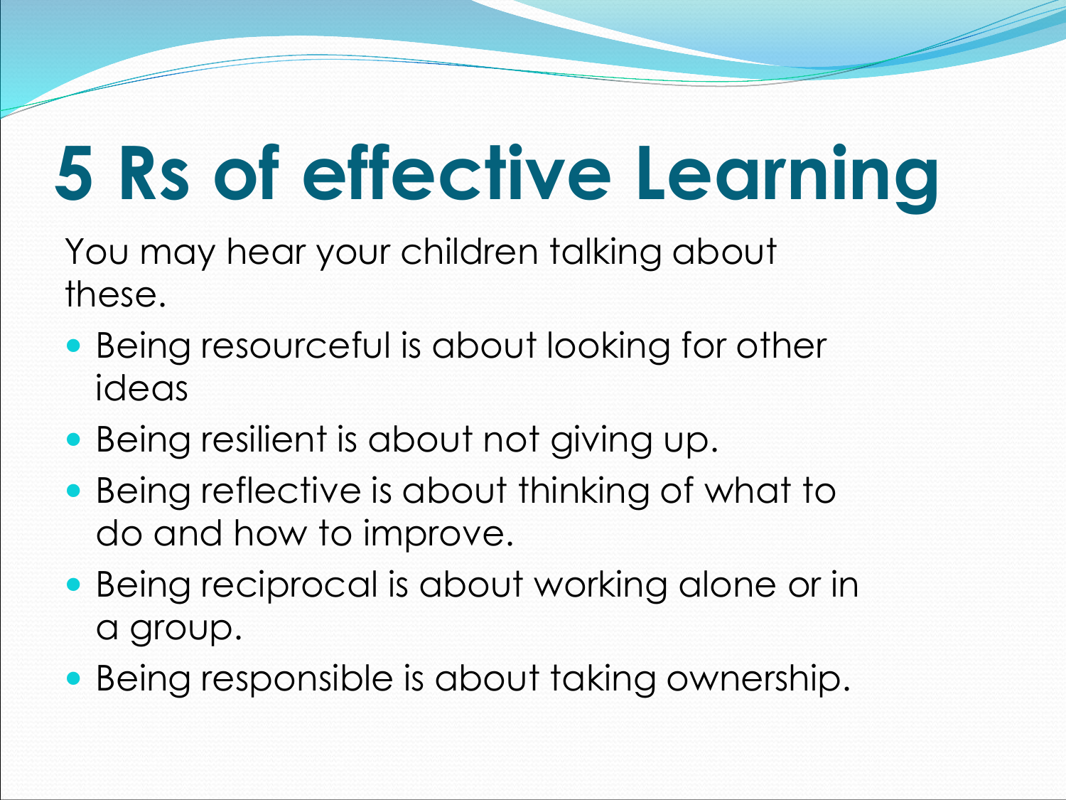# 5 Rs of effective Learning

You may hear your children talking about these.

- Being resourceful is about looking for other ideas
- Being resilient is about not giving up.
- Being reflective is about thinking of what to do and how to improve.
- Being reciprocal is about working alone or in a group.
- Being responsible is about taking ownership.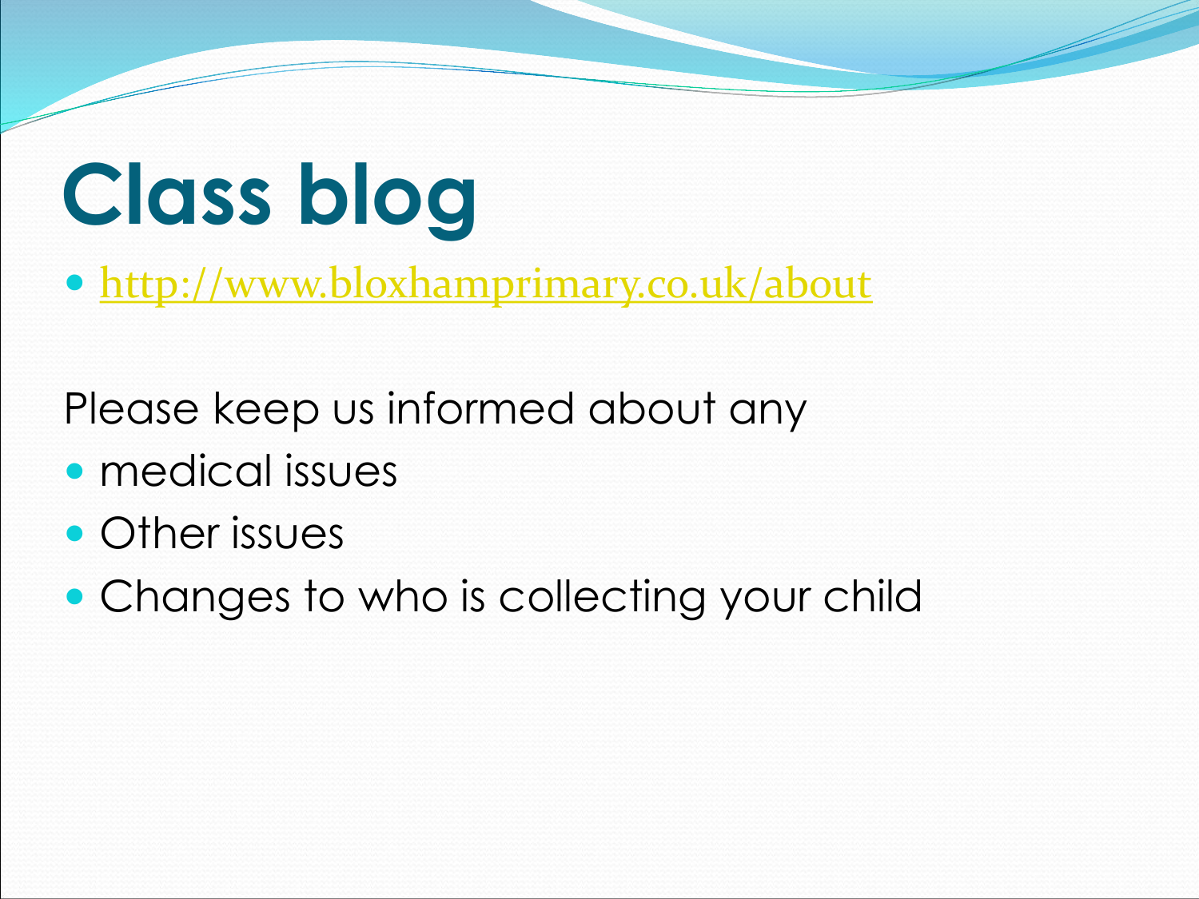# Class blog

- http://www.bloxhamprimary.co.uk/about

Please keep us informed about any

- medical issues
- Other issues
- Changes to who is collecting your child